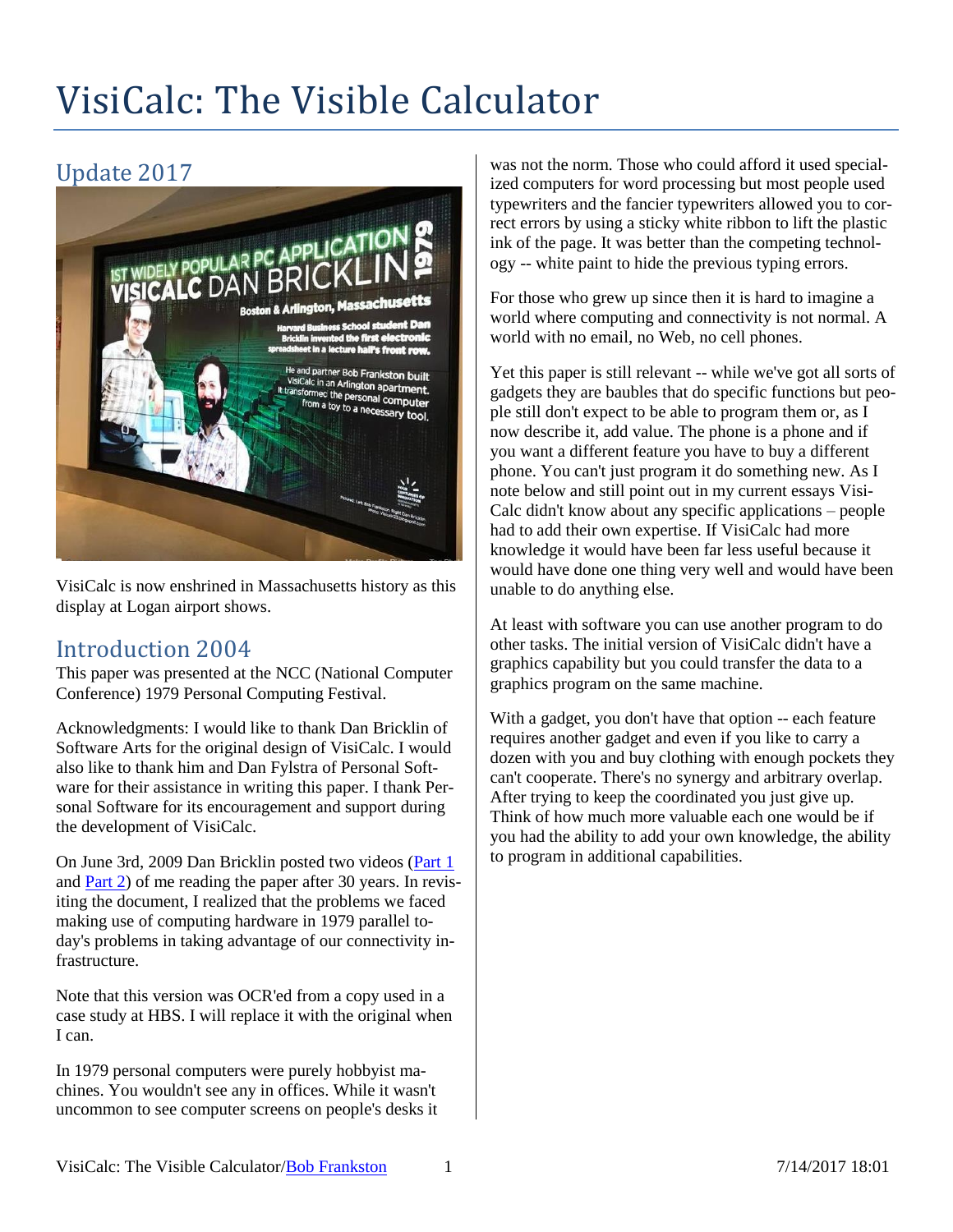# VisiCalc: The Visible Calculator

## Update 2017

VisiCalc is now enshrined in Massachusetts history as this display at Logan airport shows.

## Introduction 2004

This paper was presented at the NCC (National Computer Conference) 1979 Personal Computing Festival.

Acknowledgments: I would like to thank Dan Bricklin of Software Arts for the original design of VisiCalc. I would also like to thank him and Dan Fylstra of Personal Software for their assistance in writing this paper. I thank Personal Software for its encouragement and support during the development of VisiCalc.

On June 3rd, 2009 Dan Bricklin posted two videos (Part 1 and Part 2) of me reading the paper after 30 years. In revisiting the document, I realized that the problems we faced making use of computing hardware in 1979 parallel today's problems in taking advantage of our connectivity infrastructure.

Note that this version was OCR'ed from a copy used in a case study at HBS. I will replace it with the original when I can.

In 1979 personal computers were purely hobbyist machines. You wouldn't see any in offices. While it wasn't uncommon to see computer screens on people's desks it was not the norm. Those who could afford it used specialized computers for word processing but most people used typewriters and the fancier typewriters allowed you to correct errors by using a sticky white ribbon to lift the plastic ink of the page. It was better than the competing technology -- white paint to hide the previous typing errors.

For those who grew up since then it is hard to imagine a world where computing and connectivity is not normal. A world with no email, no Web, no cell phones.

Yet this paper is still relevant -- while we've got all sorts of gadgets they are baubles that do specific functions but people still don't expect to be able to program them or, as I now describe it, add value. The phone is a phone and if you want a different feature you have to buy a different phone. You can't just program it do something new. As I note below and still point out in my current essays VisiCalc didn't know about any specific applications – people had to add their own expertise. If VisiCalc had more knowledge it would have been far less useful because it would have done one thing very well and would have been unable to do anything else.

At least with software you can use another program to do other tasks. The initial version of VisiCalc didn't have a graphics capability but you could transfer the data to a graphics program on the same machine.

With a gadget, you don't have that option -- each feature requires another gadget and even if you like to carry a dozen with you and buy clothing with enough pockets they can't cooperate. There's no synergy and arbitrary overlap. After trying to keep the coordinated you just give up. Think of how much more valuable each one would be if you had the ability to add your own knowledge, the ability to program in additional capabilities.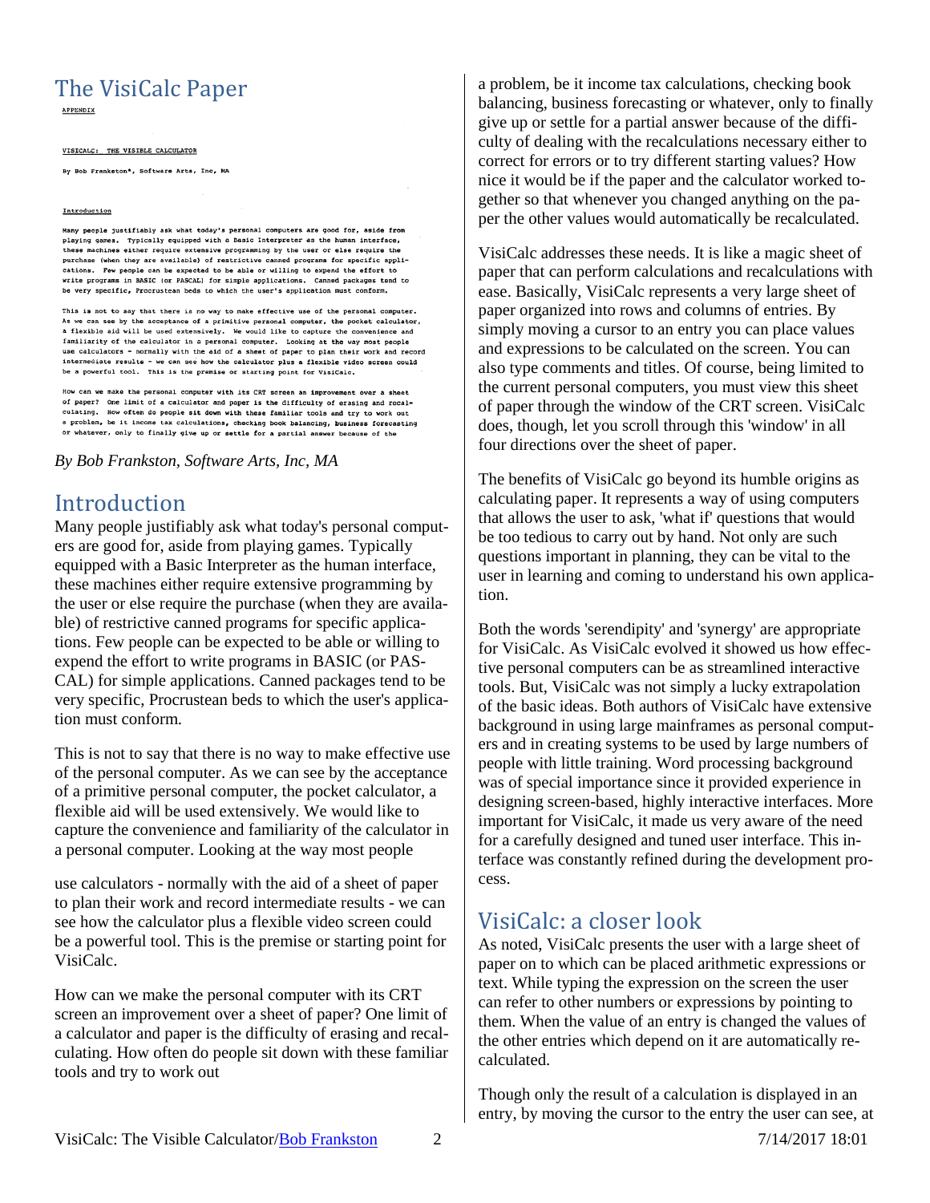# The VisiCalc Paper

APPENDIX

VISICALC: THE VISIBLE CALCULATOR

By Bob Frankston*, Software Arts, Inc, MA

Introduction

Many people justifiably ask what today's personal computers are good for, aside from playing games. Typically equipped with a Basic Interpreter as the human interface, these machines either require extensive programming by the user or else require the purchase (when they are available) of restrictive canned programs for specific applications. Few people can be expected to be able or willing to expend the effort to write programs in BASIC (or PASCAL) for simple applications. Canned packages tend to be very specific, Procrustean beds to which the user's application must conform.

This is not to say that there is no way to make effective use of the personal computer. As we can see by the acceptance of a primitive personal computer, the pocket calculator, a flexible aid will be used extensively. We would like to capture the convenience and familiarity of the calculator in a personal computer. Looking at the way most people use calculators - normally with the aid of a sheet of paper to plan their work and record intermediate results - we can see how the calculator plus a flexible video screen could be a powerful tool. This is the premise or starting point for VisiCalc.

How can we make the personal computer with its CRT screen an improvement over a sheet of paper? One limit of a calculator and paper is the difficulty of erasing and recalculating. How often do people sit down with these familiar tools and try to work out a problem, be it income tax calculations, checking book balancing, business forecasting or whatever, only to finally give up or settle for a partial answer because of the

*By Bob Frankston, Software Arts, Inc, MA*

## Introduction

Many people justifiably ask what today's personal computers are good for, aside from playing games. Typically equipped with a Basic Interpreter as the human interface, these machines either require extensive programming by the user or else require the purchase (when they are available) of restrictive canned programs for specific applications. Few people can be expected to be able or willing to expend the effort to write programs in BASIC (or PASCAL) for simple applications. Canned packages tend to be very specific, Procrustean beds to which the user's application must conform.

This is not to say that there is no way to make effective use of the personal computer. As we can see by the acceptance of a primitive personal computer, the pocket calculator, a flexible aid will be used extensively. We would like to capture the convenience and familiarity of the calculator in a personal computer. Looking at the way most people use calculators - normally with the aid of a sheet of paper to plan their work and record intermediate results - we can see how the calculator plus a flexible video screen could be a powerful tool. This is the premise or starting point for VisiCalc.

How can we make the personal computer with its CRT screen an improvement over a sheet of paper? One limit of a calculator and paper is the difficulty of erasing and recalculating. How often do people sit down with these familiar tools and try to work out a problem, be it income tax calculations, checking book balancing, business forecasting or whatever, only to finally give up or settle for a partial answer because of the difficulty of dealing with the recalculations necessary either to correct for errors or to try different starting values? How nice it would be if the paper and the calculator worked together so that whenever you changed anything on the paper the other values would automatically be recalculated.

VisiCalc addresses these needs. It is like a magic sheet of paper that can perform calculations and recalculations with ease. Basically, VisiCalc represents a very large sheet of paper organized into rows and columns of entries. By simply moving a cursor to an entry you can place values and expressions to be calculated on the screen. You can also type comments and titles. Of course, being limited to the current personal computers, you must view this sheet of paper through the window of the CRT screen. VisiCalc does, though, let you scroll through this 'window' in all four directions over the sheet of paper.

The benefits of VisiCalc go beyond its humble origins as calculating paper. It represents a way of using computers that allows the user to ask, 'what if' questions that would be too tedious to carry out by hand. Not only are such questions important in planning, they can be vital to the user in learning and coming to understand his own application.

Both the words 'serendipity' and 'synergy' are appropriate for VisiCalc. As VisiCalc evolved it showed us how effective personal computers can be as streamlined interactive tools. But, VisiCalc was not simply a lucky extrapolation of the basic ideas. Both authors of VisiCalc have extensive background in using large mainframes as personal computers and in creating systems to be used by large numbers of people with little training. Word processing background was of special importance since it provided experience in designing screen-based, highly interactive interfaces. More important for VisiCalc, it made us very aware of the need for a carefully designed and tuned user interface. This interface was constantly refined during the development process.

## VisiCalc: a closer look

As noted, VisiCalc presents the user with a large sheet of paper on to which can be placed arithmetic expressions or text. While typing the expression on the screen the user can refer to other numbers or expressions by pointing to them. When the value of an entry is changed the values of the other entries which depend on it are automatically recalculated.

Though only the result of a calculation is displayed in an entry, by moving the cursor to the entry the user can see, at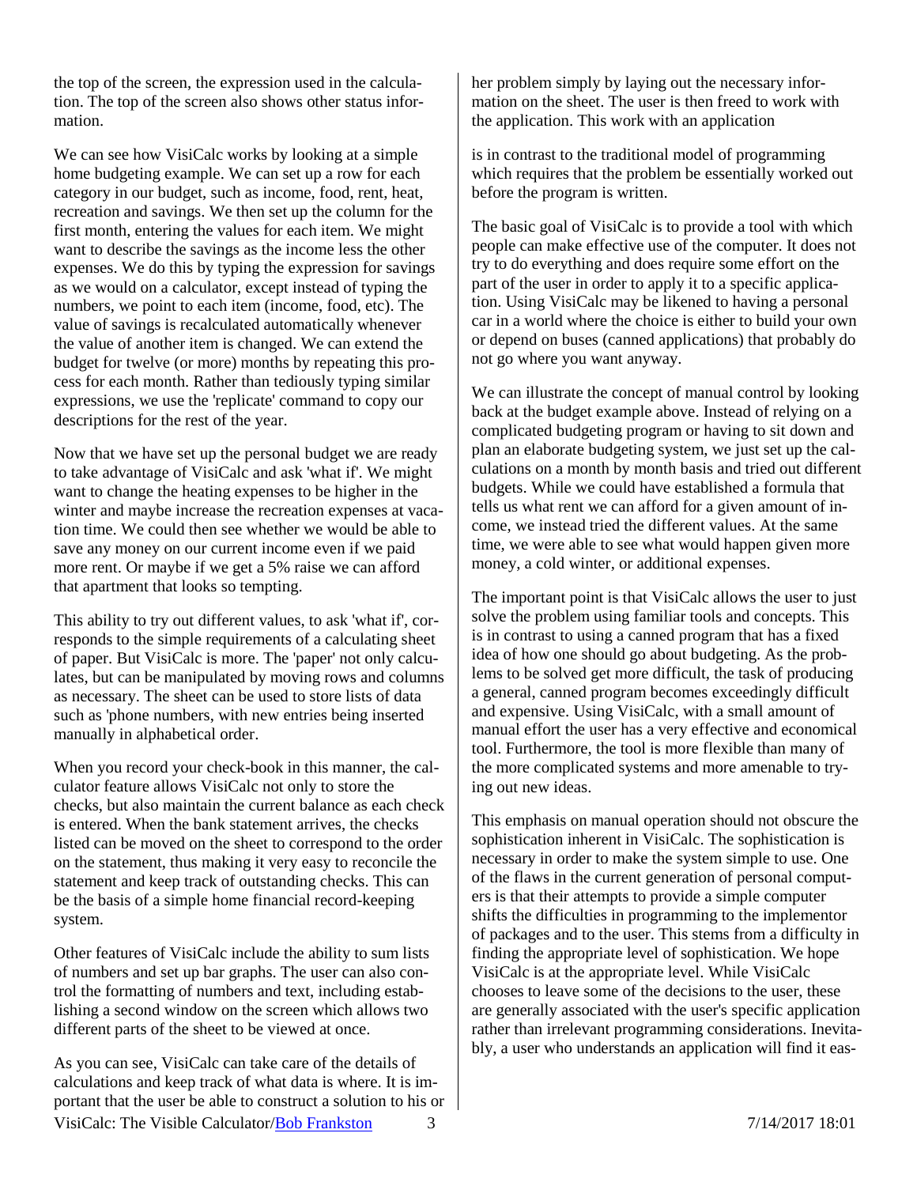the top of the screen, the expression used in the calculation. The top of the screen also shows other status information.

We can see how VisiCalc works by looking at a simple home budgeting example. We can set up a row for each category in our budget, such as income, food, rent, heat, recreation and savings. We then set up the column for the first month, entering the values for each item. We might want to describe the savings as the income less the other expenses. We do this by typing the expression for savings as we would on a calculator, except instead of typing the numbers, we point to each item (income, food, etc). The value of savings is recalculated automatically whenever the value of another item is changed. We can extend the budget for twelve (or more) months by repeating this process for each month. Rather than tediously typing similar expressions, we use the 'replicate' command to copy our descriptions for the rest of the year.

Now that we have set up the personal budget we are ready to take advantage of VisiCalc and ask 'what if'. We might want to change the heating expenses to be higher in the winter and maybe increase the recreation expenses at vacation time. We could then see whether we would be able to save any money on our current income even if we paid more rent. Or maybe if we get a 5% raise we can afford that apartment that looks so tempting.

This ability to try out different values, to ask 'what if', corresponds to the simple requirements of a calculating sheet of paper. But VisiCalc is more. The 'paper' not only calculates, but can be manipulated by moving rows and columns as necessary. The sheet can be used to store lists of data such as 'phone numbers, with new entries being inserted manually in alphabetical order.

When you record your check-book in this manner, the calculator feature allows VisiCalc not only to store the checks, but also maintain the current balance as each check is entered. When the bank statement arrives, the checks listed can be moved on the sheet to correspond to the order on the statement, thus making it very easy to reconcile the statement and keep track of outstanding checks. This can be the basis of a simple home financial record-keeping system.

Other features of VisiCalc include the ability to sum lists of numbers and set up bar graphs. The user can also control the formatting of numbers and text, including establishing a second window on the screen which allows two different parts of the sheet to be viewed at once.

As you can see, VisiCalc can take care of the details of calculations and keep track of what data is where. It is important that the user be able to construct a solution to his or her problem simply by laying out the necessary information on the sheet. The user is then freed to work with the application. This work with an application

is in contrast to the traditional model of programming which requires that the problem be essentially worked out before the program is written.

The basic goal of VisiCalc is to provide a tool with which people can make effective use of the computer. It does not try to do everything and does require some effort on the part of the user in order to apply it to a specific application. Using VisiCalc may be likened to having a personal car in a world where the choice is either to build your own or depend on buses (canned applications) that probably do not go where you want anyway.

We can illustrate the concept of manual control by looking back at the budget example above. Instead of relying on a complicated budgeting program or having to sit down and plan an elaborate budgeting system, we just set up the calculations on a month by month basis and tried out different budgets. While we could have established a formula that tells us what rent we can afford for a given amount of income, we instead tried the different values. At the same time, we were able to see what would happen given more money, a cold winter, or additional expenses.

The important point is that VisiCalc allows the user to just solve the problem using familiar tools and concepts. This is in contrast to using a canned program that has a fixed idea of how one should go about budgeting. As the problems to be solved get more difficult, the task of producing a general, canned program becomes exceedingly difficult and expensive. Using VisiCalc, with a small amount of manual effort the user has a very effective and economical tool. Furthermore, the tool is more flexible than many of the more complicated systems and more amenable to trying out new ideas.

This emphasis on manual operation should not obscure the sophistication inherent in VisiCalc. The sophistication is necessary in order to make the system simple to use. One of the flaws in the current generation of personal computers is that their attempts to provide a simple computer shifts the difficulties in programming to the implementor of packages and to the user. This stems from a difficulty in finding the appropriate level of sophistication. We hope VisiCalc is at the appropriate level. While VisiCalc chooses to leave some of the decisions to the user, these are generally associated with the user's specific application rather than irrelevant programming considerations. Inevitably, a user who understands an application will find it eas-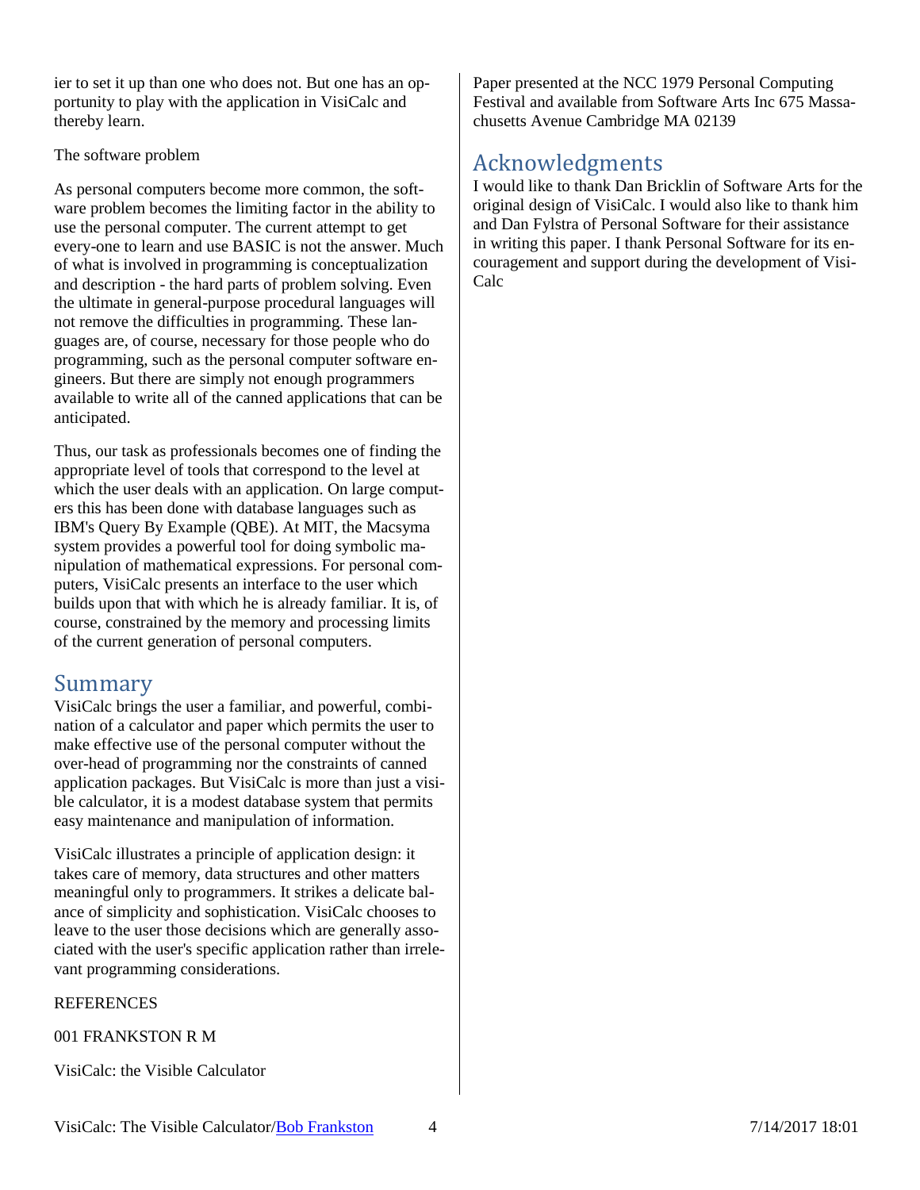ier to set it up than one who does not. But one has an opportunity to play with the application in VisiCalc and thereby learn.

The software problem

As personal computers become more common, the software problem becomes the limiting factor in the ability to use the personal computer. The current attempt to get every-one to learn and use BASIC is not the answer. Much of what is involved in programming is conceptualization and description - the hard parts of problem solving. Even the ultimate in general-purpose procedural languages will not remove the difficulties in programming. These languages are, of course, necessary for those people who do programming, such as the personal computer software engineers. But there are simply not enough programmers available to write all of the canned applications that can be anticipated.

Thus, our task as professionals becomes one of finding the appropriate level of tools that correspond to the level at which the user deals with an application. On large computers this has been done with database languages such as IBM's Query By Example (QBE). At MIT, the Macsyma system provides a powerful tool for doing symbolic manipulation of mathematical expressions. For personal computers, VisiCalc presents an interface to the user which builds upon that with which he is already familiar. It is, of course, constrained by the memory and processing limits of the current generation of personal computers.

## Summary

VisiCalc brings the user a familiar, and powerful, combination of a calculator and paper which permits the user to make effective use of the personal computer without the over-head of programming nor the constraints of canned application packages. But VisiCalc is more than just a visible calculator, it is a modest database system that permits easy maintenance and manipulation of information.

VisiCalc illustrates a principle of application design: it takes care of memory, data structures and other matters meaningful only to programmers. It strikes a delicate balance of simplicity and sophistication. VisiCalc chooses to leave to the user those decisions which are generally associated with the user's specific application rather than irrelevant programming considerations.

REFERENCES

001 FRANKSTON R M

VisiCalc: the Visible Calculator

Paper presented at the NCC 1979 Personal Computing Festival and available from Software Arts Inc 675 Massachusetts Avenue Cambridge MA 02139

## Acknowledgments

I would like to thank Dan Bricklin of Software Arts for the original design of VisiCalc. I would also like to thank him and Dan Fylstra of Personal Software for their assistance in writing this paper. I thank Personal Software for its encouragement and support during the development of VisiCalc